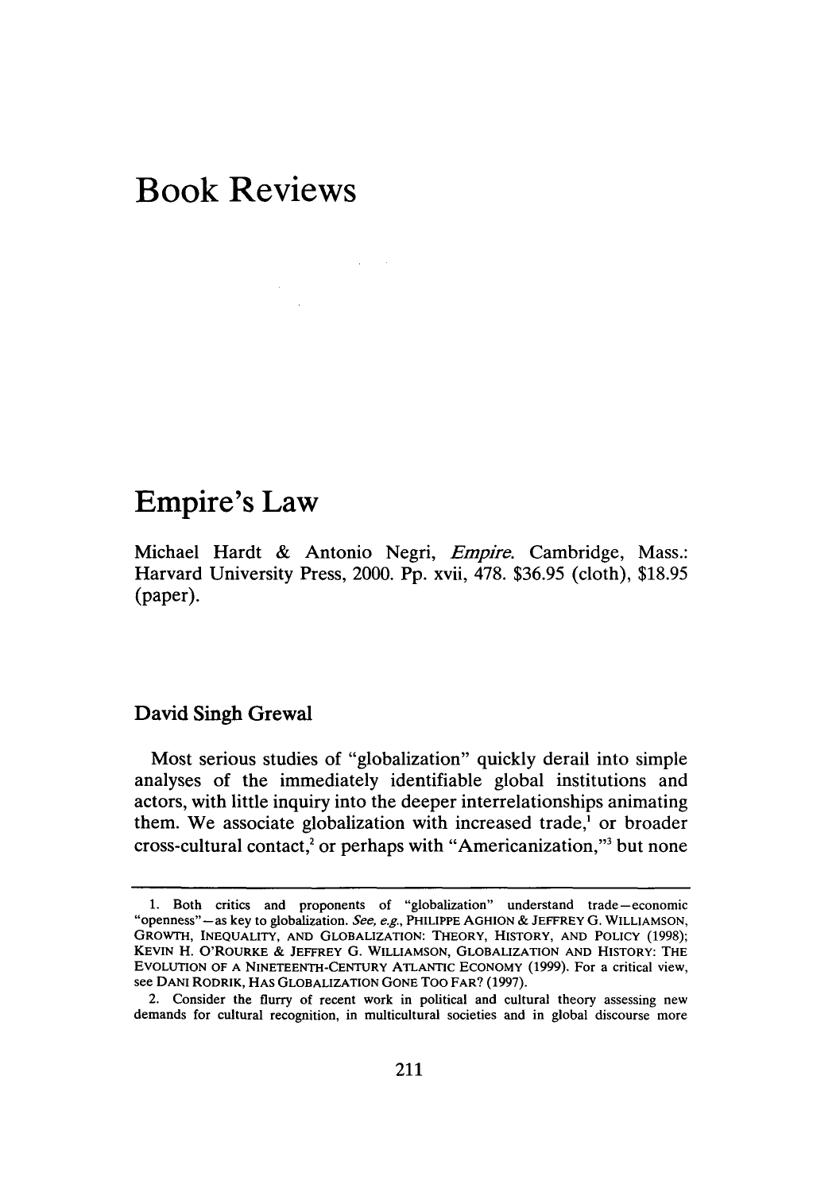# Book Reviews

## Empire's Law

Michael Hardt & Antonio Negri, *Empire*. Cambridge, Mass.: Harvard University Press, 2000. Pp. xvii, 478. $36.95 (cloth), $18.95 (paper).

### David Singh Grewal

Most serious studies of "globalization" quickly derail into simple analyses of the immediately identifiable global institutions and actors, with little inquiry into the deeper interrelationships animating them. We associate globalization with increased trade,[1] or broader cross-cultural contact,[2] or perhaps with "Americanization,"[3] but none

---

1. Both critics and proponents of "globalization" understand trade—economic "openness"—as key to globalization. *See, e.g.*, PHILIPPE AGHION & JEFFREY G. WILLIAMSON, GROWTH, INEQUALITY, AND GLOBALIZATION: THEORY, HISTORY, AND POLICY (1998); KEVIN H. O'ROURKE & JEFFREY G. WILLIAMSON, GLOBALIZATION AND HISTORY: THE EVOLUTION OF A NINETEENTH-CENTURY ATLANTIC ECONOMY (1999). For a critical view, see DANI RODRIK, HAS GLOBALIZATION GONE TOO FAR? (1997).

2. Consider the flurry of recent work in political and cultural theory assessing new demands for cultural recognition, in multicultural societies and in global discourse more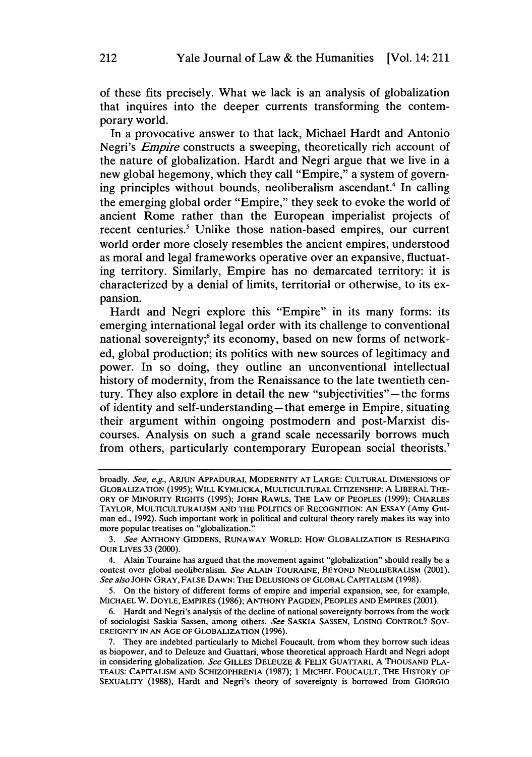of these fits precisely. What we lack is an analysis of globalization that inquires into the deeper currents transforming the contemporary world.

In a provocative answer to that lack, Michael Hardt and Antonio Negri's *Empire* constructs a sweeping, theoretically rich account of the nature of globalization. Hardt and Negri argue that we live in a new global hegemony, which they call "Empire," a system of governing principles without bounds, neoliberalism ascendant.[4] In calling the emerging global order "Empire," they seek to evoke the world of ancient Rome rather than the European imperialist projects of recent centuries.[5] Unlike those nation-based empires, our current world order more closely resembles the ancient empires, understood as moral and legal frameworks operative over an expansive, fluctuating territory. Similarly, Empire has no demarcated territory: it is characterized by a denial of limits, territorial or otherwise, to its expansion.

Hardt and Negri explore this "Empire" in its many forms: its emerging international legal order with its challenge to conventional national sovereignty;[6] its economy, based on new forms of networked, global production; its politics with new sources of legitimacy and power. In so doing, they outline an unconventional intellectual history of modernity, from the Renaissance to the late twentieth century. They also explore in detail the new "subjectivities"—the forms of identity and self-understanding—that emerge in Empire, situating their argument within ongoing postmodern and post-Marxist discourses. Analysis on such a grand scale necessarily borrows much from others, particularly contemporary European social theorists.[7]

---

broadly. *See, e.g.*, ARJUN APPADURAI, MODERNITY AT LARGE: CULTURAL DIMENSIONS OF GLOBALIZATION (1995); WILL KYMLICKA, MULTICULTURAL CITIZENSHIP: A LIBERAL THEORY OF MINORITY RIGHTS (1995); JOHN RAWLS, THE LAW OF PEOPLES (1999); CHARLES TAYLOR, MULTICULTURALISM AND THE POLITICS OF RECOGNITION: AN ESSAY (Amy Gutman ed., 1992). Such important work in political and cultural theory rarely makes its way into more popular treatises on "globalization."

3. *See* ANTHONY GIDDENS, RUNAWAY WORLD: HOW GLOBALIZATION IS RESHAPING OUR LIVES 33 (2000).

4. Alain Touraine has argued that the movement against "globalization" should really be a contest over global neoliberalism. *See* ALAIN TOURAINE, BEYOND NEOLIBERALISM (2001). *See also* JOHN GRAY, FALSE DAWN: THE DELUSIONS OF GLOBAL CAPITALISM (1998).

5. On the history of different forms of empire and imperial expansion, see, for example, MICHAEL W. DOYLE, EMPIRES (1986); ANTHONY PAGDEN, PEOPLES AND EMPIRES (2001).

6. Hardt and Negri's analysis of the decline of national sovereignty borrows from the work of sociologist Saskia Sassen, among others. *See* SASKIA SASSEN, LOSING CONTROL? SOVEREIGNTY IN AN AGE OF GLOBALIZATION (1996).

7. They are indebted particularly to Michel Foucault, from whom they borrow such ideas as biopower, and to Deleuze and Guattari, whose theoretical approach Hardt and Negri adopt in considering globalization. *See* GILLES DELEUZE & FELIX GUATTARI, A THOUSAND PLATEAUS: CAPITALISM AND SCHIZOPHRENIA (1987); 1 MICHEL FOUCAULT, THE HISTORY OF SEXUALITY (1988), Hardt and Negri's theory of sovereignty is borrowed from GIORGIO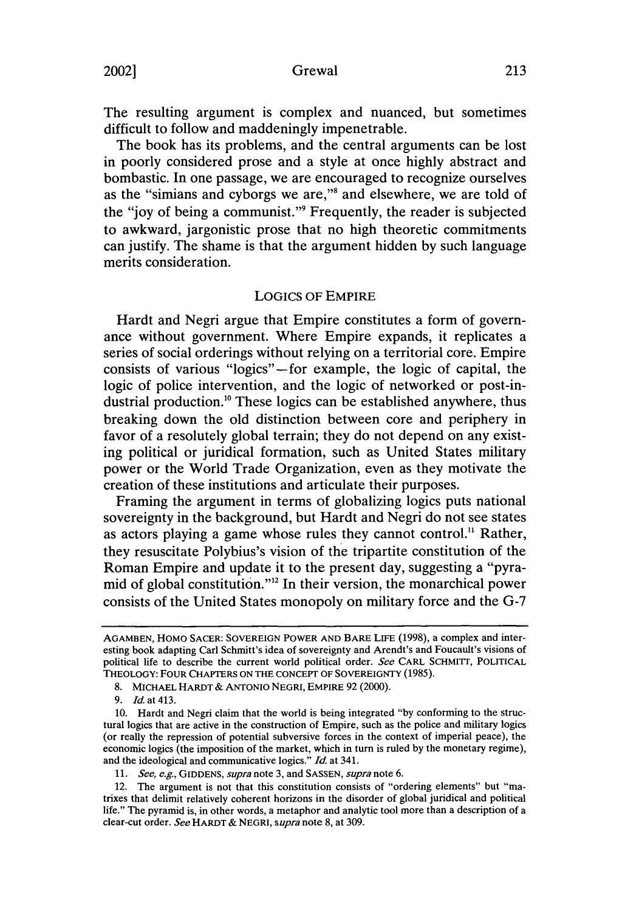The resulting argument is complex and nuanced, but sometimes difficult to follow and maddeningly impenetrable.

The book has its problems, and the central arguments can be lost in poorly considered prose and a style at once highly abstract and bombastic. In one passage, we are encouraged to recognize ourselves as the "simians and cyborgs we are,"[8] and elsewhere, we are told of the "joy of being a communist."[9] Frequently, the reader is subjected to awkward, jargonistic prose that no high theoretic commitments can justify. The shame is that the argument hidden by such language merits consideration.

## LOGICS OF EMPIRE

Hardt and Negri argue that Empire constitutes a form of governance without government. Where Empire expands, it replicates a series of social orderings without relying on a territorial core. Empire consists of various "logics"—for example, the logic of capital, the logic of police intervention, and the logic of networked or post-industrial production.[10] These logics can be established anywhere, thus breaking down the old distinction between core and periphery in favor of a resolutely global terrain; they do not depend on any existing political or juridical formation, such as United States military power or the World Trade Organization, even as they motivate the creation of these institutions and articulate their purposes.

Framing the argument in terms of globalizing logics puts national sovereignty in the background, but Hardt and Negri do not see states as actors playing a game whose rules they cannot control.[11] Rather, they resuscitate Polybius's vision of the tripartite constitution of the Roman Empire and update it to the present day, suggesting a "pyramid of global constitution."[12] In their version, the monarchical power consists of the United States monopoly on military force and the G-7

---

AGAMBEN, HOMO SACER: SOVEREIGN POWER AND BARE LIFE (1998), a complex and interesting book adapting Carl Schmitt's idea of sovereignty and Arendt's and Foucault's visions of political life to describe the current world political order. *See* CARL SCHMITT, POLITICAL THEOLOGY: FOUR CHAPTERS ON THE CONCEPT OF SOVEREIGNTY (1985).

8. MICHAEL HARDT & ANTONIO NEGRI, EMPIRE 92 (2000).

9. *Id.* at 413.

10. Hardt and Negri claim that the world is being integrated "by conforming to the structural logics that are active in the construction of Empire, such as the police and military logics (or really the repression of potential subversive forces in the context of imperial peace), the economic logics (the imposition of the market, which in turn is ruled by the monetary regime), and the ideological and communicative logics." *Id.* at 341.

11. *See, e.g.*, GIDDENS, *supra* note 3, and SASSEN, *supra* note 6.

12. The argument is not that this constitution consists of "ordering elements" but "matrixes that delimit relatively coherent horizons in the disorder of global juridical and political life." The pyramid is, in other words, a metaphor and analytic tool more than a description of a clear-cut order. *See* HARDT & NEGRI, *supra* note 8, at 309.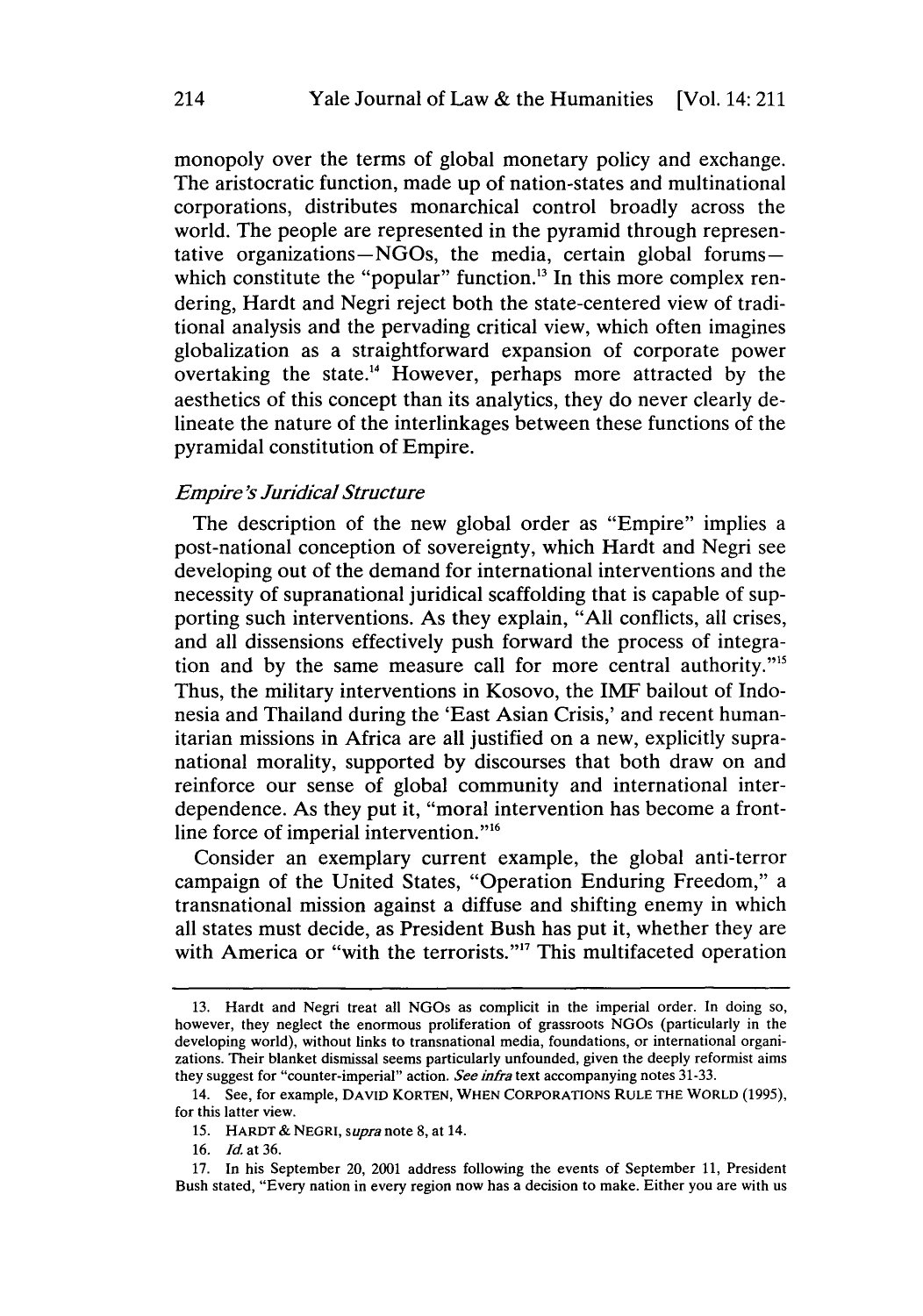monopoly over the terms of global monetary policy and exchange. The aristocratic function, made up of nation-states and multinational corporations, distributes monarchical control broadly across the world. The people are represented in the pyramid through representative organizations—NGOs, the media, certain global forums—which constitute the "popular" function.[13] In this more complex rendering, Hardt and Negri reject both the state-centered view of traditional analysis and the pervading critical view, which often imagines globalization as a straightforward expansion of corporate power overtaking the state.[14] However, perhaps more attracted by the aesthetics of this concept than its analytics, they do never clearly delineate the nature of the interlinkages between these functions of the pyramidal constitution of Empire.

### *Empire's Juridical Structure*

The description of the new global order as "Empire" implies a post-national conception of sovereignty, which Hardt and Negri see developing out of the demand for international interventions and the necessity of supranational juridical scaffolding that is capable of supporting such interventions. As they explain, "All conflicts, all crises, and all dissensions effectively push forward the process of integration and by the same measure call for more central authority."[15] Thus, the military interventions in Kosovo, the IMF bailout of Indonesia and Thailand during the 'East Asian Crisis,' and recent humanitarian missions in Africa are all justified on a new, explicitly supranational morality, supported by discourses that both draw on and reinforce our sense of global community and international interdependence. As they put it, "moral intervention has become a frontline force of imperial intervention."[16]

Consider an exemplary current example, the global anti-terror campaign of the United States, "Operation Enduring Freedom," a transnational mission against a diffuse and shifting enemy in which all states must decide, as President Bush has put it, whether they are with America or "with the terrorists."[17] This multifaceted operation

---

13. Hardt and Negri treat all NGOs as complicit in the imperial order. In doing so, however, they neglect the enormous proliferation of grassroots NGOs (particularly in the developing world), without links to transnational media, foundations, or international organizations. Their blanket dismissal seems particularly unfounded, given the deeply reformist aims they suggest for "counter-imperial" action. *See infra* text accompanying notes 31-33.

14. See, for example, DAVID KORTEN, WHEN CORPORATIONS RULE THE WORLD (1995), for this latter view.

15. HARDT & NEGRI, *supra* note 8, at 14.

16. *Id.* at 36.

17. In his September 20, 2001 address following the events of September 11, President Bush stated, "Every nation in every region now has a decision to make. Either you are with us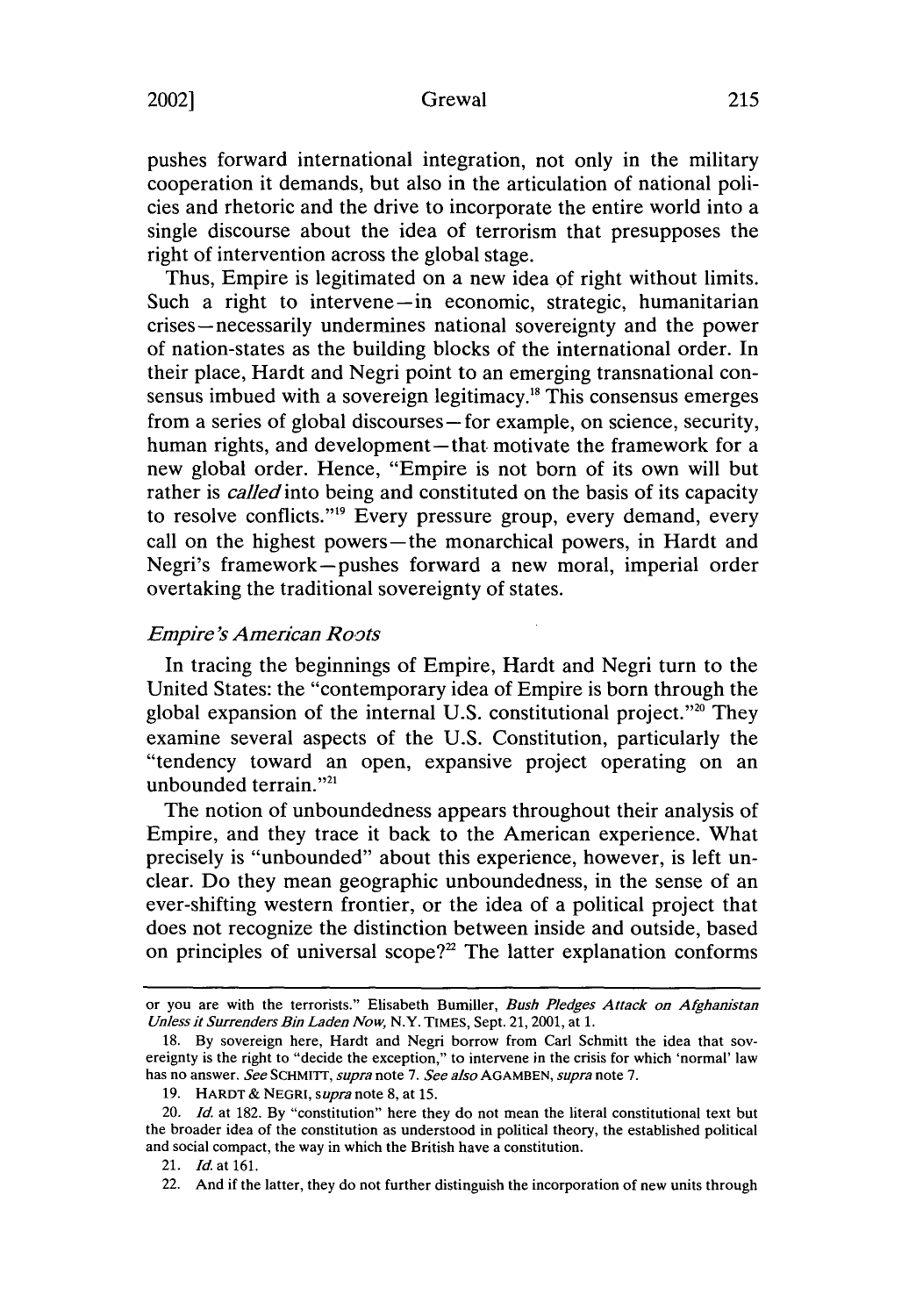pushes forward international integration, not only in the military cooperation it demands, but also in the articulation of national policies and rhetoric and the drive to incorporate the entire world into a single discourse about the idea of terrorism that presupposes the right of intervention across the global stage.

Thus, Empire is legitimated on a new idea of right without limits. Such a right to intervene—in economic, strategic, humanitarian crises—necessarily undermines national sovereignty and the power of nation-states as the building blocks of the international order. In their place, Hardt and Negri point to an emerging transnational consensus imbued with a sovereign legitimacy.[18] This consensus emerges from a series of global discourses—for example, on science, security, human rights, and development—that motivate the framework for a new global order. Hence, "Empire is not born of its own will but rather is *called* into being and constituted on the basis of its capacity to resolve conflicts."[19] Every pressure group, every demand, every call on the highest powers—the monarchical powers, in Hardt and Negri's framework—pushes forward a new moral, imperial order overtaking the traditional sovereignty of states.

### *Empire's American Roots*

In tracing the beginnings of Empire, Hardt and Negri turn to the United States: the "contemporary idea of Empire is born through the global expansion of the internal U.S. constitutional project."[20] They examine several aspects of the U.S. Constitution, particularly the "tendency toward an open, expansive project operating on an unbounded terrain."[21]

The notion of unboundedness appears throughout their analysis of Empire, and they trace it back to the American experience. What precisely is "unbounded" about this experience, however, is left unclear. Do they mean geographic unboundedness, in the sense of an ever-shifting western frontier, or the idea of a political project that does not recognize the distinction between inside and outside, based on principles of universal scope?[22] The latter explanation conforms

---

or you are with the terrorists." Elisabeth Bumiller, *Bush Pledges Attack on Afghanistan Unless it Surrenders Bin Laden Now*, N.Y. TIMES, Sept. 21, 2001, at 1.

18. By sovereign here, Hardt and Negri borrow from Carl Schmitt the idea that sovereignty is the right to "decide the exception," to intervene in the crisis for which 'normal' law has no answer. *See* SCHMITT, *supra* note 7. *See also* AGAMBEN, *supra* note 7.

19. HARDT & NEGRI, *supra* note 8, at 15.

20. *Id.* at 182. By "constitution" here they do not mean the literal constitutional text but the broader idea of the constitution as understood in political theory, the established political and social compact, the way in which the British have a constitution.

21. *Id.* at 161.

22. And if the latter, they do not further distinguish the incorporation of new units through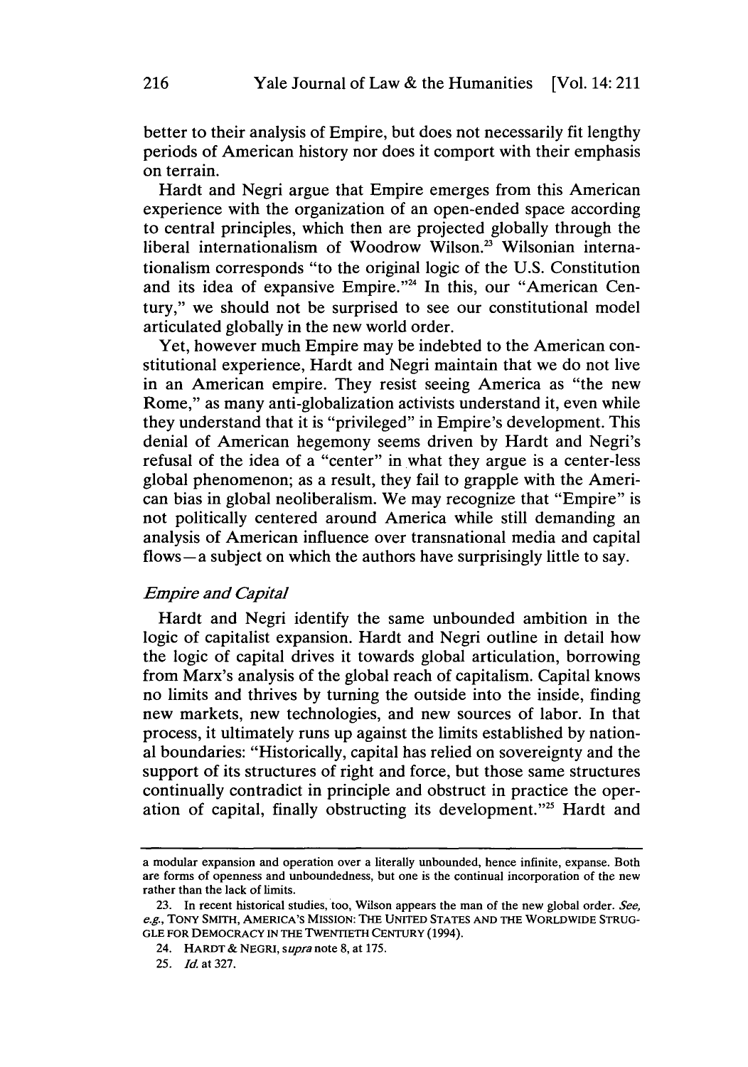better to their analysis of Empire, but does not necessarily fit lengthy periods of American history nor does it comport with their emphasis on terrain.

Hardt and Negri argue that Empire emerges from this American experience with the organization of an open-ended space according to central principles, which then are projected globally through the liberal internationalism of Woodrow Wilson.[23] Wilsonian internationalism corresponds "to the original logic of the U.S. Constitution and its idea of expansive Empire."[24] In this, our "American Century," we should not be surprised to see our constitutional model articulated globally in the new world order.

Yet, however much Empire may be indebted to the American constitutional experience, Hardt and Negri maintain that we do not live in an American empire. They resist seeing America as "the new Rome," as many anti-globalization activists understand it, even while they understand that it is "privileged" in Empire's development. This denial of American hegemony seems driven by Hardt and Negri's refusal of the idea of a "center" in what they argue is a center-less global phenomenon; as a result, they fail to grapple with the American bias in global neoliberalism. We may recognize that "Empire" is not politically centered around America while still demanding an analysis of American influence over transnational media and capital flows—a subject on which the authors have surprisingly little to say.

### *Empire and Capital*

Hardt and Negri identify the same unbounded ambition in the logic of capitalist expansion. Hardt and Negri outline in detail how the logic of capital drives it towards global articulation, borrowing from Marx's analysis of the global reach of capitalism. Capital knows no limits and thrives by turning the outside into the inside, finding new markets, new technologies, and new sources of labor. In that process, it ultimately runs up against the limits established by national boundaries: "Historically, capital has relied on sovereignty and the support of its structures of right and force, but those same structures continually contradict in principle and obstruct in practice the operation of capital, finally obstructing its development."[25] Hardt and

---

a modular expansion and operation over a literally unbounded, hence infinite, expanse. Both are forms of openness and unboundedness, but one is the continual incorporation of the new rather than the lack of limits.

23. In recent historical studies, too, Wilson appears the man of the new global order. *See, e.g.*, TONY SMITH, AMERICA'S MISSION: THE UNITED STATES AND THE WORLDWIDE STRUGGLE FOR DEMOCRACY IN THE TWENTIETH CENTURY (1994).

24. HARDT & NEGRI, *supra* note 8, at 175.

25. *Id.* at 327.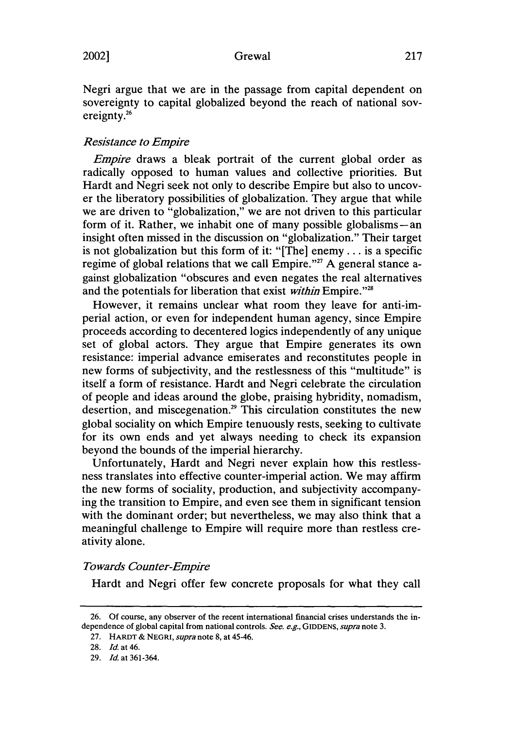Negri argue that we are in the passage from capital dependent on sovereignty to capital globalized beyond the reach of national sovereignty.[26]

### *Resistance to Empire*

*Empire* draws a bleak portrait of the current global order as radically opposed to human values and collective priorities. But Hardt and Negri seek not only to describe Empire but also to uncover the liberatory possibilities of globalization. They argue that while we are driven to "globalization," we are not driven to this particular form of it. Rather, we inhabit one of many possible globalisms—an insight often missed in the discussion on "globalization." Their target is not globalization but this form of it: "[The] enemy . . . is a specific regime of global relations that we call Empire."[27] A general stance against globalization "obscures and even negates the real alternatives and the potentials for liberation that exist *within* Empire."[28]

However, it remains unclear what room they leave for anti-imperial action, or even for independent human agency, since Empire proceeds according to decentered logics independently of any unique set of global actors. They argue that Empire generates its own resistance: imperial advance emiserates and reconstitutes people in new forms of subjectivity, and the restlessness of this "multitude" is itself a form of resistance. Hardt and Negri celebrate the circulation of people and ideas around the globe, praising hybridity, nomadism, desertion, and miscegenation.[29] This circulation constitutes the new global sociality on which Empire tenuously rests, seeking to cultivate for its own ends and yet always needing to check its expansion beyond the bounds of the imperial hierarchy.

Unfortunately, Hardt and Negri never explain how this restlessness translates into effective counter-imperial action. We may affirm the new forms of sociality, production, and subjectivity accompanying the transition to Empire, and even see them in significant tension with the dominant order; but nevertheless, we may also think that a meaningful challenge to Empire will require more than restless creativity alone.

### *Towards Counter-Empire*

Hardt and Negri offer few concrete proposals for what they call

---

26. Of course, any observer of the recent international financial crises understands the independence of global capital from national controls. *See. e.g.*, GIDDENS, *supra* note 3.

27. HARDT & NEGRI, *supra* note 8, at 45-46.

28. *Id.* at 46.

29. *Id.* at 361-364.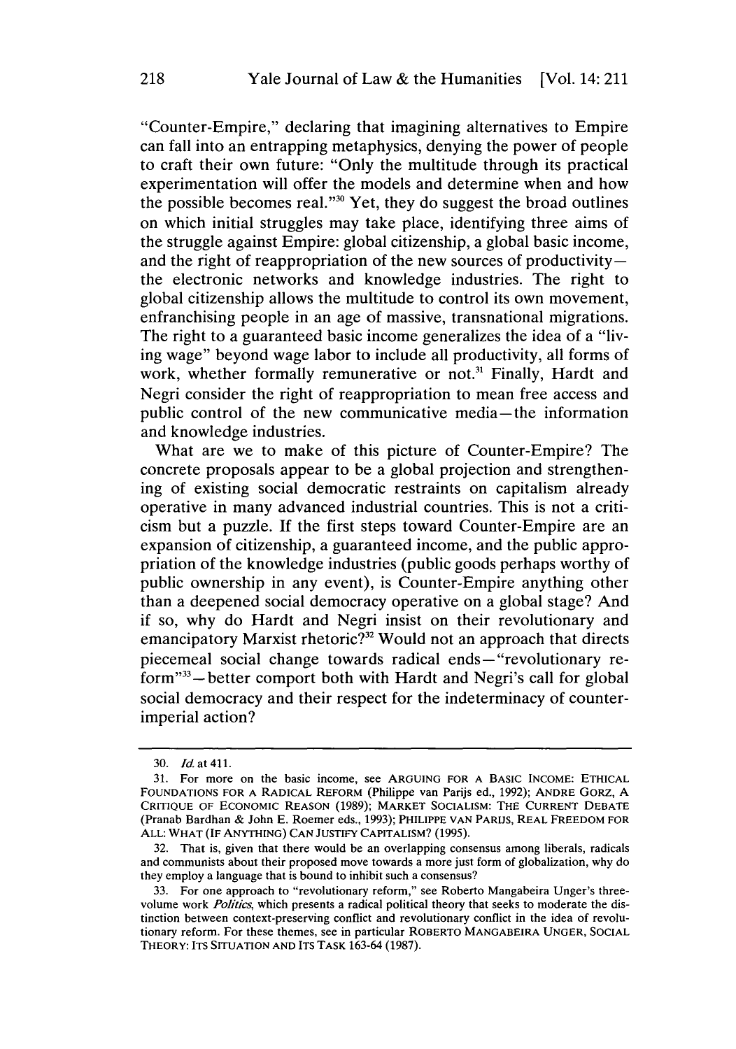"Counter-Empire," declaring that imagining alternatives to Empire can fall into an entrapping metaphysics, denying the power of people to craft their own future: "Only the multitude through its practical experimentation will offer the models and determine when and how the possible becomes real."[30] Yet, they do suggest the broad outlines on which initial struggles may take place, identifying three aims of the struggle against Empire: global citizenship, a global basic income, and the right of reappropriation of the new sources of productivity—the electronic networks and knowledge industries. The right to global citizenship allows the multitude to control its own movement, enfranchising people in an age of massive, transnational migrations. The right to a guaranteed basic income generalizes the idea of a "living wage" beyond wage labor to include all productivity, all forms of work, whether formally remunerative or not.[31] Finally, Hardt and Negri consider the right of reappropriation to mean free access and public control of the new communicative media—the information and knowledge industries.

What are we to make of this picture of Counter-Empire? The concrete proposals appear to be a global projection and strengthening of existing social democratic restraints on capitalism already operative in many advanced industrial countries. This is not a criticism but a puzzle. If the first steps toward Counter-Empire are an expansion of citizenship, a guaranteed income, and the public appropriation of the knowledge industries (public goods perhaps worthy of public ownership in any event), is Counter-Empire anything other than a deepened social democracy operative on a global stage? And if so, why do Hardt and Negri insist on their revolutionary and emancipatory Marxist rhetoric?[32] Would not an approach that directs piecemeal social change towards radical ends—"revolutionary reform"[33]—better comport both with Hardt and Negri's call for global social democracy and their respect for the indeterminacy of counter-imperial action?

---

30. *Id.* at 411.

31. For more on the basic income, see ARGUING FOR A BASIC INCOME: ETHICAL FOUNDATIONS FOR A RADICAL REFORM (Philippe van Parijs ed., 1992); ANDRE GORZ, A CRITIQUE OF ECONOMIC REASON (1989); MARKET SOCIALISM: THE CURRENT DEBATE (Pranab Bardhan & John E. Roemer eds., 1993); PHILIPPE VAN PARIJS, REAL FREEDOM FOR ALL: WHAT (IF ANYTHING) CAN JUSTIFY CAPITALISM? (1995).

32. That is, given that there would be an overlapping consensus among liberals, radicals and communists about their proposed move towards a more just form of globalization, why do they employ a language that is bound to inhibit such a consensus?

33. For one approach to "revolutionary reform," see Roberto Mangabeira Unger's three-volume work *Politics*, which presents a radical political theory that seeks to moderate the distinction between context-preserving conflict and revolutionary conflict in the idea of revolutionary reform. For these themes, see in particular ROBERTO MANGABEIRA UNGER, SOCIAL THEORY: ITS SITUATION AND ITS TASK 163-64 (1987).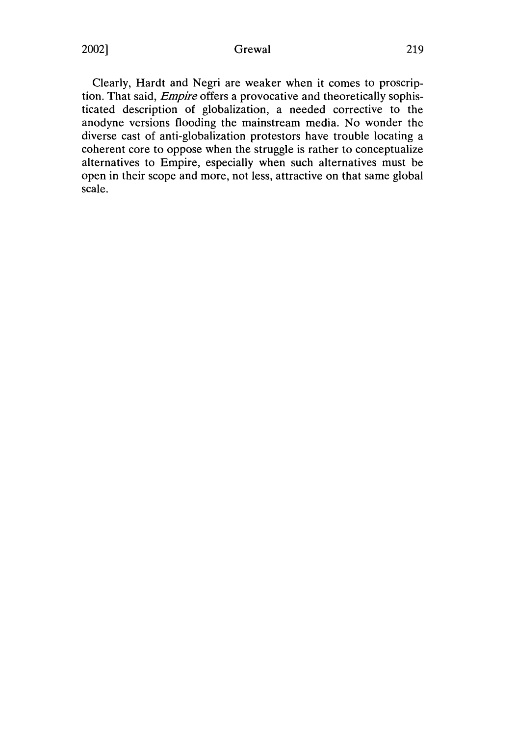Clearly, Hardt and Negri are weaker when it comes to proscription. That said, *Empire* offers a provocative and theoretically sophisticated description of globalization, a needed corrective to the anodyne versions flooding the mainstream media. No wonder the diverse cast of anti-globalization protestors have trouble locating a coherent core to oppose when the struggle is rather to conceptualize alternatives to Empire, especially when such alternatives must be open in their scope and more, not less, attractive on that same global scale.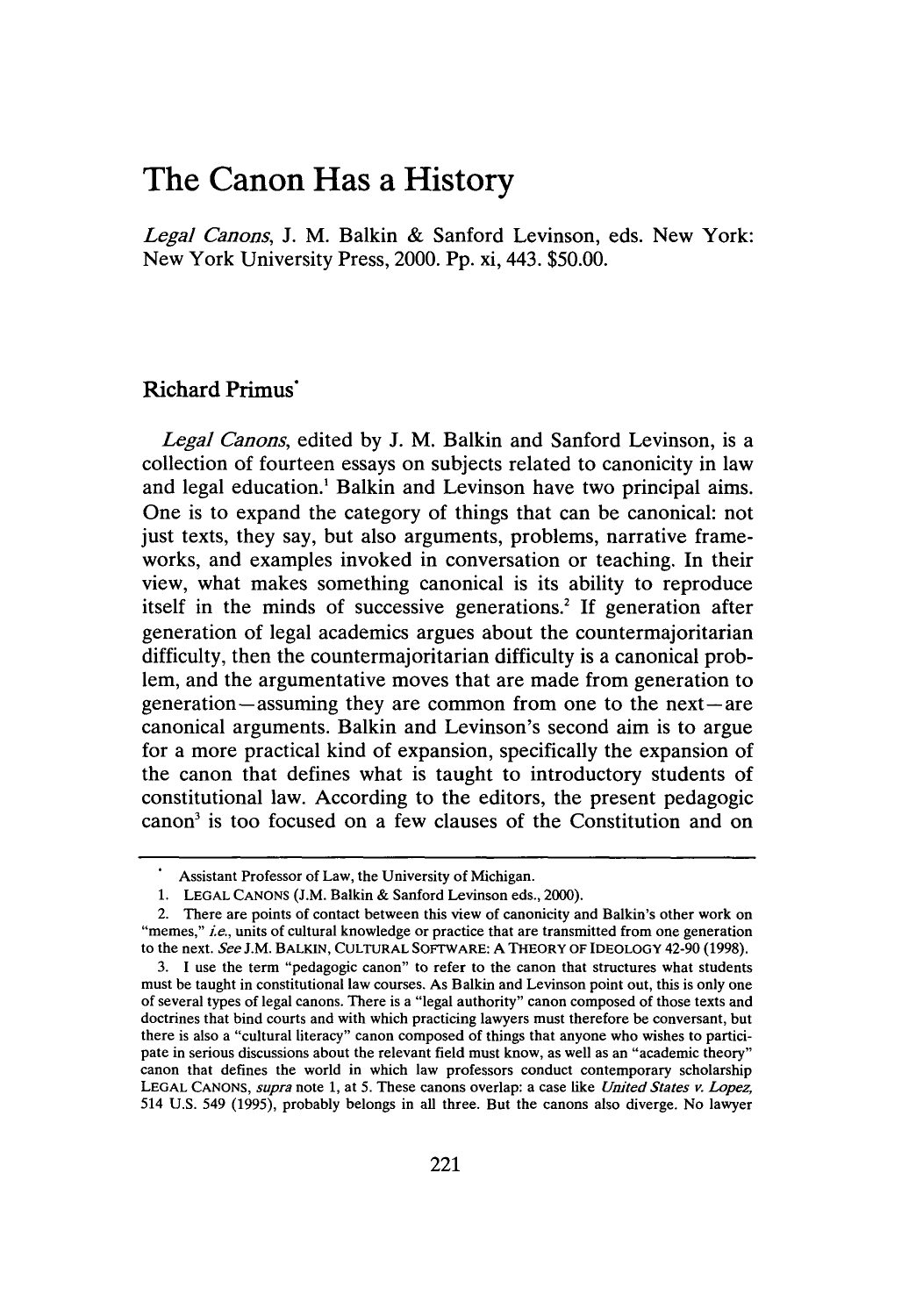# The Canon Has a History

*Legal Canons*, J. M. Balkin & Sanford Levinson, eds. New York: New York University Press, 2000. Pp. xi, 443. $50.00.

## Richard Primus*

*Legal Canons*, edited by J. M. Balkin and Sanford Levinson, is a collection of fourteen essays on subjects related to canonicity in law and legal education.[1] Balkin and Levinson have two principal aims. One is to expand the category of things that can be canonical: not just texts, they say, but also arguments, problems, narrative frameworks, and examples invoked in conversation or teaching. In their view, what makes something canonical is its ability to reproduce itself in the minds of successive generations.[2] If generation after generation of legal academics argues about the countermajoritarian difficulty, then the countermajoritarian difficulty is a canonical problem, and the argumentative moves that are made from generation to generation—assuming they are common from one to the next—are canonical arguments. Balkin and Levinson's second aim is to argue for a more practical kind of expansion, specifically the expansion of the canon that defines what is taught to introductory students of constitutional law. According to the editors, the present pedagogic canon[3] is too focused on a few clauses of the Constitution and on

---

\* Assistant Professor of Law, the University of Michigan.

1. LEGAL CANONS (J.M. Balkin & Sanford Levinson eds., 2000).

2. There are points of contact between this view of canonicity and Balkin's other work on "memes," *i.e.*, units of cultural knowledge or practice that are transmitted from one generation to the next. *See* J.M. BALKIN, CULTURAL SOFTWARE: A THEORY OF IDEOLOGY 42-90 (1998).

3. I use the term "pedagogic canon" to refer to the canon that structures what students must be taught in constitutional law courses. As Balkin and Levinson point out, this is only one of several types of legal canons. There is a "legal authority" canon composed of those texts and doctrines that bind courts and with which practicing lawyers must therefore be conversant, but there is also a "cultural literacy" canon composed of things that anyone who wishes to participate in serious discussions about the relevant field must know, as well as an "academic theory" canon that defines the world in which law professors conduct contemporary scholarship LEGAL CANONS, *supra* note 1, at 5. These canons overlap: a case like *United States v. Lopez*, 514 U.S. 549 (1995), probably belongs in all three. But the canons also diverge. No lawyer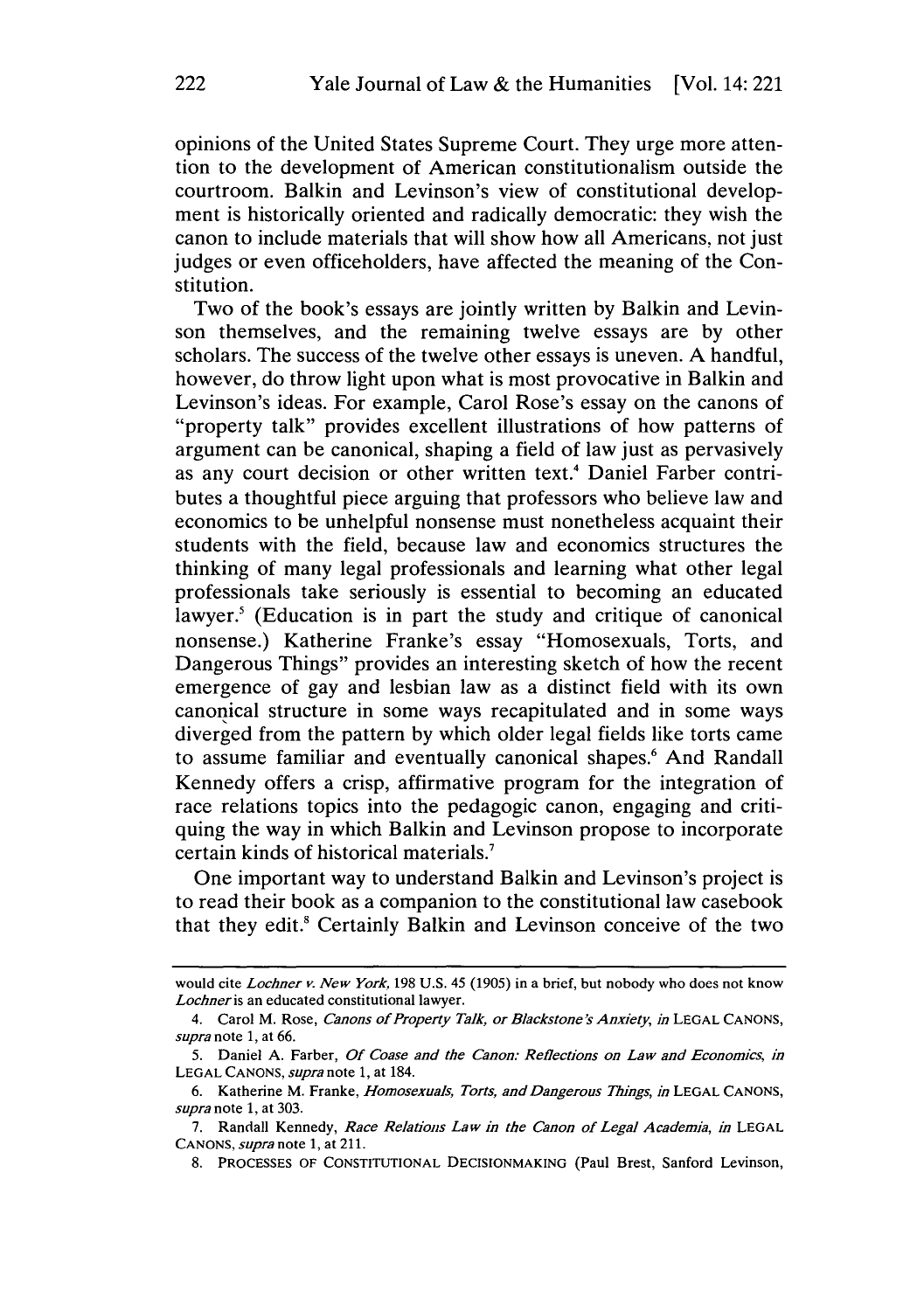opinions of the United States Supreme Court. They urge more attention to the development of American constitutionalism outside the courtroom. Balkin and Levinson's view of constitutional development is historically oriented and radically democratic: they wish the canon to include materials that will show how all Americans, not just judges or even officeholders, have affected the meaning of the Constitution.

Two of the book's essays are jointly written by Balkin and Levinson themselves, and the remaining twelve essays are by other scholars. The success of the twelve other essays is uneven. A handful, however, do throw light upon what is most provocative in Balkin and Levinson's ideas. For example, Carol Rose's essay on the canons of "property talk" provides excellent illustrations of how patterns of argument can be canonical, shaping a field of law just as pervasively as any court decision or other written text.[4] Daniel Farber contributes a thoughtful piece arguing that professors who believe law and economics to be unhelpful nonsense must nonetheless acquaint their students with the field, because law and economics structures the thinking of many legal professionals and learning what other legal professionals take seriously is essential to becoming an educated lawyer.[5] (Education is in part the study and critique of canonical nonsense.) Katherine Franke's essay "Homosexuals, Torts, and Dangerous Things" provides an interesting sketch of how the recent emergence of gay and lesbian law as a distinct field with its own canonical structure in some ways recapitulated and in some ways diverged from the pattern by which older legal fields like torts came to assume familiar and eventually canonical shapes.[6] And Randall Kennedy offers a crisp, affirmative program for the integration of race relations topics into the pedagogic canon, engaging and critiquing the way in which Balkin and Levinson propose to incorporate certain kinds of historical materials.[7]

One important way to understand Balkin and Levinson's project is to read their book as a companion to the constitutional law casebook that they edit.[8] Certainly Balkin and Levinson conceive of the two

---

would cite *Lochner v. New York*, 198 U.S. 45 (1905) in a brief, but nobody who does not know *Lochner* is an educated constitutional lawyer.

4. Carol M. Rose, *Canons of Property Talk, or Blackstone's Anxiety*, *in* LEGAL CANONS, *supra* note 1, at 66.

5. Daniel A. Farber, *Of Coase and the Canon: Reflections on Law and Economics*, *in* LEGAL CANONS, *supra* note 1, at 184.

6. Katherine M. Franke, *Homosexuals, Torts, and Dangerous Things*, *in* LEGAL CANONS, *supra* note 1, at 303.

7. Randall Kennedy, *Race Relations Law in the Canon of Legal Academia*, *in* LEGAL CANONS, *supra* note 1, at 211.

8. PROCESSES OF CONSTITUTIONAL DECISIONMAKING (Paul Brest, Sanford Levinson,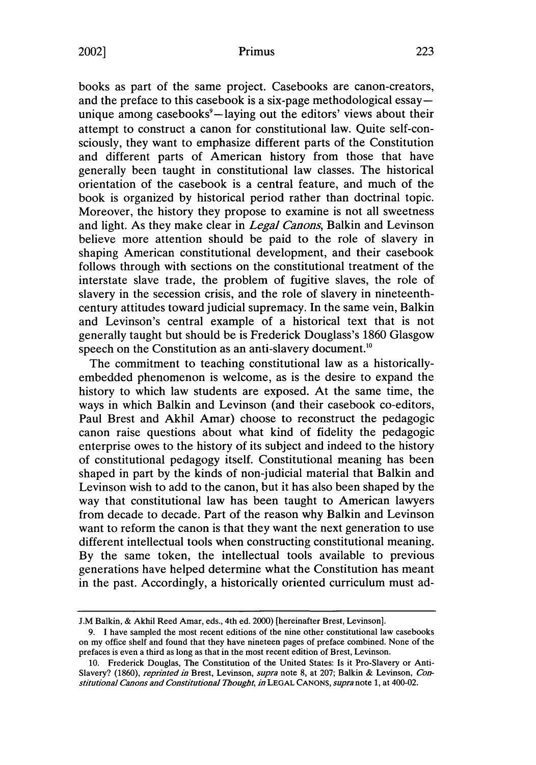books as part of the same project. Casebooks are canon-creators, and the preface to this casebook is a six-page methodological essay—unique among casebooks[9]—laying out the editors' views about their attempt to construct a canon for constitutional law. Quite self-consciously, they want to emphasize different parts of the Constitution and different parts of American history from those that have generally been taught in constitutional law classes. The historical orientation of the casebook is a central feature, and much of the book is organized by historical period rather than doctrinal topic. Moreover, the history they propose to examine is not all sweetness and light. As they make clear in *Legal Canons*, Balkin and Levinson believe more attention should be paid to the role of slavery in shaping American constitutional development, and their casebook follows through with sections on the constitutional treatment of the interstate slave trade, the problem of fugitive slaves, the role of slavery in the secession crisis, and the role of slavery in nineteenth-century attitudes toward judicial supremacy. In the same vein, Balkin and Levinson's central example of a historical text that is not generally taught but should be is Frederick Douglass's 1860 Glasgow speech on the Constitution as an anti-slavery document.[10]

The commitment to teaching constitutional law as a historically-embedded phenomenon is welcome, as is the desire to expand the history to which law students are exposed. At the same time, the ways in which Balkin and Levinson (and their casebook co-editors, Paul Brest and Akhil Amar) choose to reconstruct the pedagogic canon raise questions about what kind of fidelity the pedagogic enterprise owes to the history of its subject and indeed to the history of constitutional pedagogy itself. Constitutional meaning has been shaped in part by the kinds of non-judicial material that Balkin and Levinson wish to add to the canon, but it has also been shaped by the way that constitutional law has been taught to American lawyers from decade to decade. Part of the reason why Balkin and Levinson want to reform the canon is that they want the next generation to use different intellectual tools when constructing constitutional meaning. By the same token, the intellectual tools available to previous generations have helped determine what the Constitution has meant in the past. Accordingly, a historically oriented curriculum must ad-

---

J.M Balkin, & Akhil Reed Amar, eds., 4th ed. 2000) [hereinafter Brest, Levinson].

9. I have sampled the most recent editions of the nine other constitutional law casebooks on my office shelf and found that they have nineteen pages of preface combined. None of the prefaces is even a third as long as that in the most recent edition of Brest, Levinson.

10. Frederick Douglas, The Constitution of the United States: Is it Pro-Slavery or Anti-Slavery? (1860), *reprinted in* Brest, Levinson, *supra* note 8, at 207; Balkin & Levinson, *Constitutional Canons and Constitutional Thought*, *in* LEGAL CANONS, *supra* note 1, at 400-02.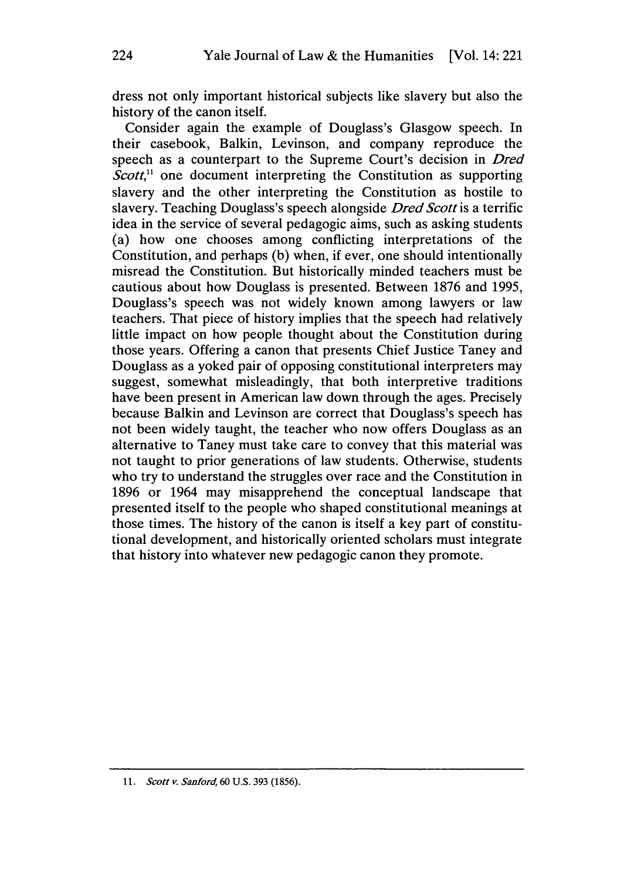dress not only important historical subjects like slavery but also the history of the canon itself.

Consider again the example of Douglass's Glasgow speech. In their casebook, Balkin, Levinson, and company reproduce the speech as a counterpart to the Supreme Court's decision in *Dred Scott*,[11] one document interpreting the Constitution as supporting slavery and the other interpreting the Constitution as hostile to slavery. Teaching Douglass's speech alongside *Dred Scott* is a terrific idea in the service of several pedagogic aims, such as asking students (a) how one chooses among conflicting interpretations of the Constitution, and perhaps (b) when, if ever, one should intentionally misread the Constitution. But historically minded teachers must be cautious about how Douglass is presented. Between 1876 and 1995, Douglass's speech was not widely known among lawyers or law teachers. That piece of history implies that the speech had relatively little impact on how people thought about the Constitution during those years. Offering a canon that presents Chief Justice Taney and Douglass as a yoked pair of opposing constitutional interpreters may suggest, somewhat misleadingly, that both interpretive traditions have been present in American law down through the ages. Precisely because Balkin and Levinson are correct that Douglass's speech has not been widely taught, the teacher who now offers Douglass as an alternative to Taney must take care to convey that this material was not taught to prior generations of law students. Otherwise, students who try to understand the struggles over race and the Constitution in 1896 or 1964 may misapprehend the conceptual landscape that presented itself to the people who shaped constitutional meanings at those times. The history of the canon is itself a key part of constitutional development, and historically oriented scholars must integrate that history into whatever new pedagogic canon they promote.

---

11. *Scott v. Sanford*, 60 U.S. 393 (1856).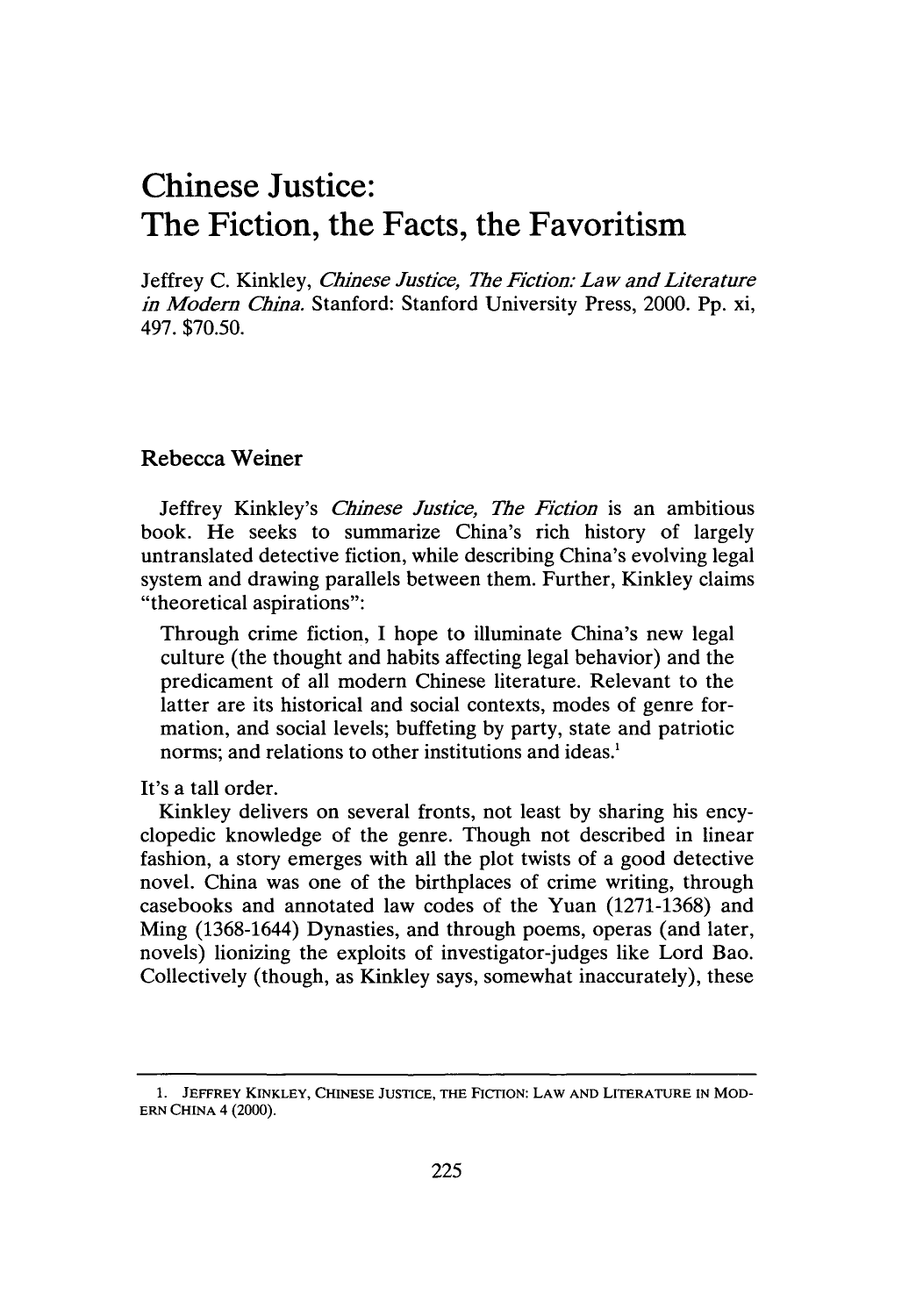# Chinese Justice: The Fiction, the Facts, the Favoritism

Jeffrey C. Kinkley, *Chinese Justice, The Fiction: Law and Literature in Modern China.* Stanford: Stanford University Press, 2000. Pp. xi, 497. $70.50.

## Rebecca Weiner

Jeffrey Kinkley's *Chinese Justice, The Fiction* is an ambitious book. He seeks to summarize China's rich history of largely untranslated detective fiction, while describing China's evolving legal system and drawing parallels between them. Further, Kinkley claims "theoretical aspirations":

> Through crime fiction, I hope to illuminate China's new legal culture (the thought and habits affecting legal behavior) and the predicament of all modern Chinese literature. Relevant to the latter are its historical and social contexts, modes of genre formation, and social levels; buffeting by party, state and patriotic norms; and relations to other institutions and ideas.[1]

It's a tall order.

Kinkley delivers on several fronts, not least by sharing his encyclopedic knowledge of the genre. Though not described in linear fashion, a story emerges with all the plot twists of a good detective novel. China was one of the birthplaces of crime writing, through casebooks and annotated law codes of the Yuan (1271-1368) and Ming (1368-1644) Dynasties, and through poems, operas (and later, novels) lionizing the exploits of investigator-judges like Lord Bao. Collectively (though, as Kinkley says, somewhat inaccurately), these

---

1. JEFFREY KINKLEY, CHINESE JUSTICE, THE FICTION: LAW AND LITERATURE IN MODERN CHINA 4 (2000).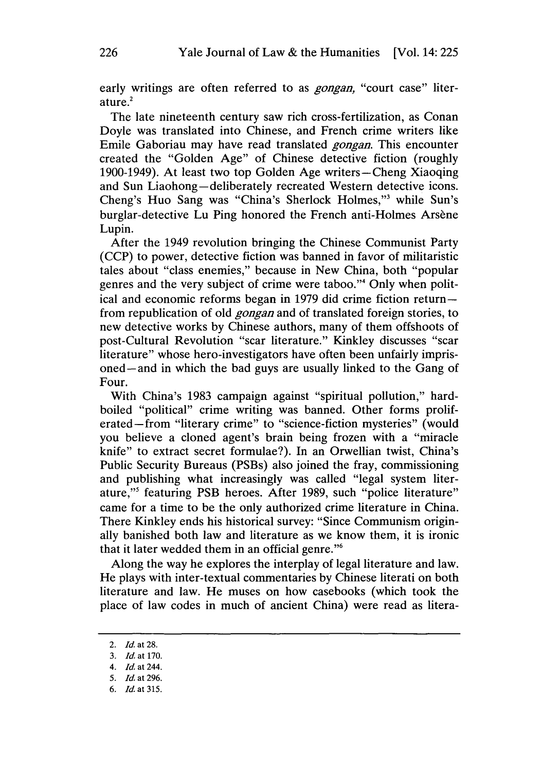early writings are often referred to as *gongan*, "court case" literature.[2]

The late nineteenth century saw rich cross-fertilization, as Conan Doyle was translated into Chinese, and French crime writers like Emile Gaboriau may have read translated *gongan*. This encounter created the "Golden Age" of Chinese detective fiction (roughly 1900-1949). At least two top Golden Age writers—Cheng Xiaoqing and Sun Liaohong—deliberately recreated Western detective icons. Cheng's Huo Sang was "China's Sherlock Holmes,"[3] while Sun's burglar-detective Lu Ping honored the French anti-Holmes Arsène Lupin.

After the 1949 revolution bringing the Chinese Communist Party (CCP) to power, detective fiction was banned in favor of militaristic tales about "class enemies," because in New China, both "popular genres and the very subject of crime were taboo."[4] Only when political and economic reforms began in 1979 did crime fiction return—from republication of old *gongan* and of translated foreign stories, to new detective works by Chinese authors, many of them offshoots of post-Cultural Revolution "scar literature." Kinkley discusses "scar literature" whose hero-investigators have often been unfairly imprisoned—and in which the bad guys are usually linked to the Gang of Four.

With China's 1983 campaign against "spiritual pollution," hard-boiled "political" crime writing was banned. Other forms proliferated—from "literary crime" to "science-fiction mysteries" (would you believe a cloned agent's brain being frozen with a "miracle knife" to extract secret formulae?). In an Orwellian twist, China's Public Security Bureaus (PSBs) also joined the fray, commissioning and publishing what increasingly was called "legal system literature,"[5] featuring PSB heroes. After 1989, such "police literature" came for a time to be the only authorized crime literature in China. There Kinkley ends his historical survey: "Since Communism originally banished both law and literature as we know them, it is ironic that it later wedded them in an official genre."[6]

Along the way he explores the interplay of legal literature and law. He plays with inter-textual commentaries by Chinese literati on both literature and law. He muses on how casebooks (which took the place of law codes in much of ancient China) were read as litera-

---

2. *Id.* at 28.
3. *Id.* at 170.
4. *Id.* at 244.
5. *Id.* at 296.
6. *Id.* at 315.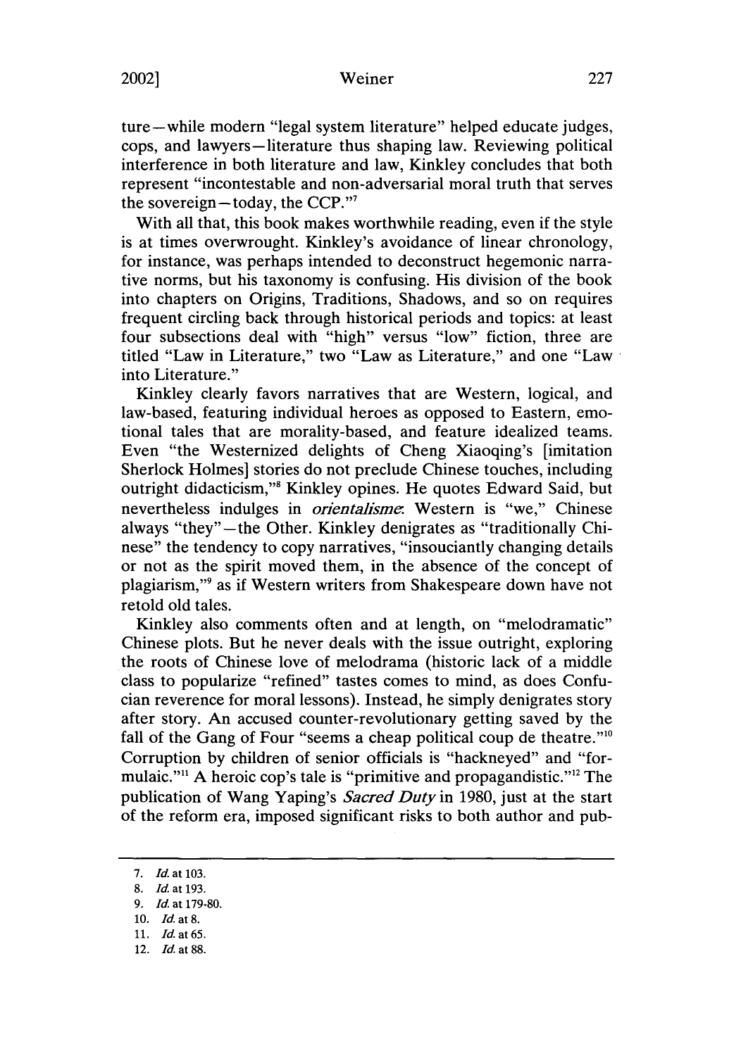ture—while modern "legal system literature" helped educate judges, cops, and lawyers—literature thus shaping law. Reviewing political interference in both literature and law, Kinkley concludes that both represent "incontestable and non-adversarial moral truth that serves the sovereign—today, the CCP."[7]

With all that, this book makes worthwhile reading, even if the style is at times overwrought. Kinkley's avoidance of linear chronology, for instance, was perhaps intended to deconstruct hegemonic narrative norms, but his taxonomy is confusing. His division of the book into chapters on Origins, Traditions, Shadows, and so on requires frequent circling back through historical periods and topics: at least four subsections deal with "high" versus "low" fiction, three are titled "Law in Literature," two "Law as Literature," and one "Law into Literature."

Kinkley clearly favors narratives that are Western, logical, and law-based, featuring individual heroes as opposed to Eastern, emotional tales that are morality-based, and feature idealized teams. Even "the Westernized delights of Cheng Xiaoqing's [imitation Sherlock Holmes] stories do not preclude Chinese touches, including outright didacticism,"[8] Kinkley opines. He quotes Edward Said, but nevertheless indulges in *orientalisme*: Western is "we," Chinese always "they"—the Other. Kinkley denigrates as "traditionally Chinese" the tendency to copy narratives, "insouciantly changing details or not as the spirit moved them, in the absence of the concept of plagiarism,"[9] as if Western writers from Shakespeare down have not retold old tales.

Kinkley also comments often and at length, on "melodramatic" Chinese plots. But he never deals with the issue outright, exploring the roots of Chinese love of melodrama (historic lack of a middle class to popularize "refined" tastes comes to mind, as does Confucian reverence for moral lessons). Instead, he simply denigrates story after story. An accused counter-revolutionary getting saved by the fall of the Gang of Four "seems a cheap political coup de theatre."[10] Corruption by children of senior officials is "hackneyed" and "formulaic."[11] A heroic cop's tale is "primitive and propagandistic."[12] The publication of Wang Yaping's *Sacred Duty* in 1980, just at the start of the reform era, imposed significant risks to both author and pub-

---

7. *Id.* at 103.
8. *Id.* at 193.
9. *Id.* at 179-80.
10. *Id.* at 8.
11. *Id.* at 65.
12. *Id.* at 88.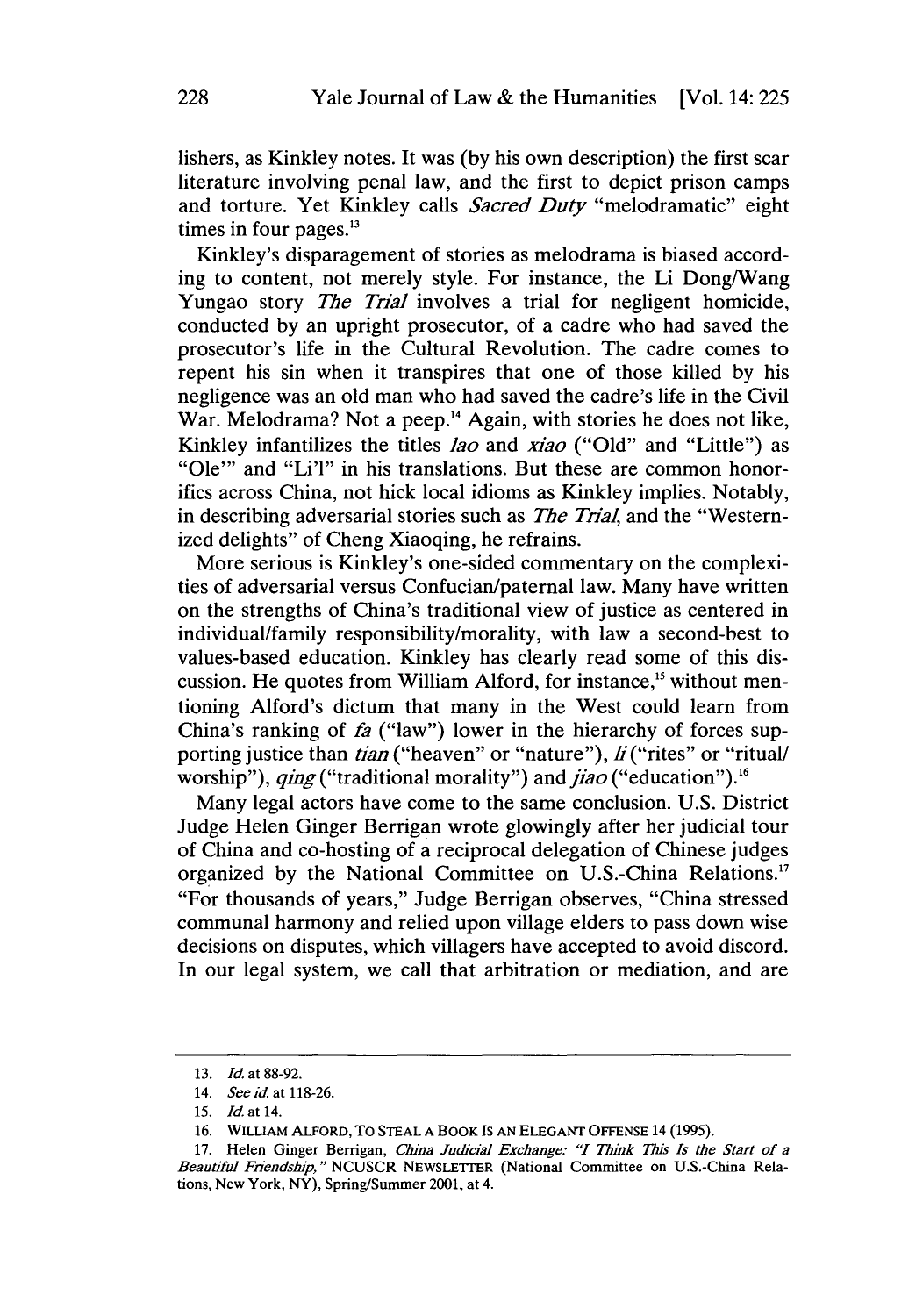lishers, as Kinkley notes. It was (by his own description) the first scar literature involving penal law, and the first to depict prison camps and torture. Yet Kinkley calls *Sacred Duty* "melodramatic" eight times in four pages.[13]

Kinkley's disparagement of stories as melodrama is biased according to content, not merely style. For instance, the Li Dong/Wang Yungao story *The Trial* involves a trial for negligent homicide, conducted by an upright prosecutor, of a cadre who had saved the prosecutor's life in the Cultural Revolution. The cadre comes to repent his sin when it transpires that one of those killed by his negligence was an old man who had saved the cadre's life in the Civil War. Melodrama? Not a peep.[14] Again, with stories he does not like, Kinkley infantilizes the titles *lao* and *xiao* ("Old" and "Little") as "Ole'" and "Li'l" in his translations. But these are common honorifics across China, not hick local idioms as Kinkley implies. Notably, in describing adversarial stories such as *The Trial*, and the "Westernized delights" of Cheng Xiaoqing, he refrains.

More serious is Kinkley's one-sided commentary on the complexities of adversarial versus Confucian/paternal law. Many have written on the strengths of China's traditional view of justice as centered in individual/family responsibility/morality, with law a second-best to values-based education. Kinkley has clearly read some of this discussion. He quotes from William Alford, for instance,[15] without mentioning Alford's dictum that many in the West could learn from China's ranking of *fa* ("law") lower in the hierarchy of forces supporting justice than *tian* ("heaven" or "nature"), *li* ("rites" or "ritual/worship"), *qing* ("traditional morality") and *jiao* ("education").[16]

Many legal actors have come to the same conclusion. U.S. District Judge Helen Ginger Berrigan wrote glowingly after her judicial tour of China and co-hosting of a reciprocal delegation of Chinese judges organized by the National Committee on U.S.-China Relations.[17] "For thousands of years," Judge Berrigan observes, "China stressed communal harmony and relied upon village elders to pass down wise decisions on disputes, which villagers have accepted to avoid discord. In our legal system, we call that arbitration or mediation, and are

---

13. *Id.* at 88-92.

14. *See id.* at 118-26.

15. *Id.* at 14.

16. WILLIAM ALFORD, TO STEAL A BOOK IS AN ELEGANT OFFENSE 14 (1995).

17. Helen Ginger Berrigan, *China Judicial Exchange: "I Think This Is the Start of a Beautiful Friendship,"* NCUSCR NEWSLETTER (National Committee on U.S.-China Relations, New York, NY), Spring/Summer 2001, at 4.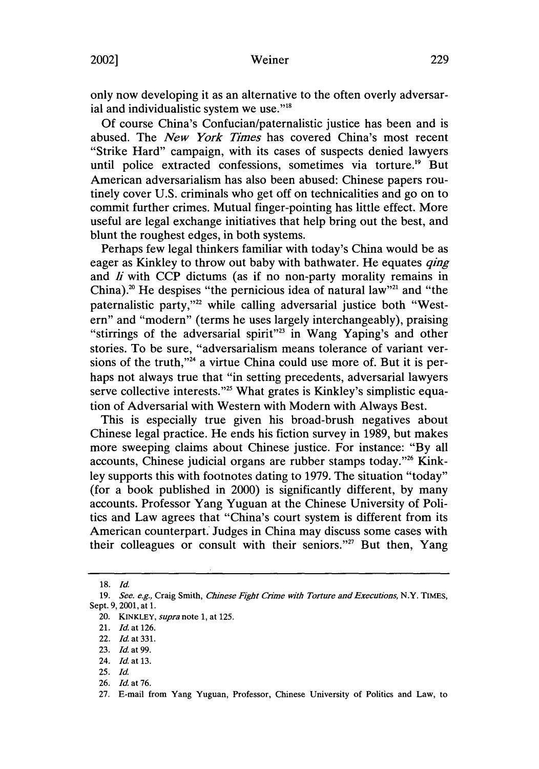only now developing it as an alternative to the often overly adversarial and individualistic system we use."[18]

Of course China's Confucian/paternalistic justice has been and is abused. The *New York Times* has covered China's most recent "Strike Hard" campaign, with its cases of suspects denied lawyers until police extracted confessions, sometimes via torture.[19] But American adversarialism has also been abused: Chinese papers routinely cover U.S. criminals who get off on technicalities and go on to commit further crimes. Mutual finger-pointing has little effect. More useful are legal exchange initiatives that help bring out the best, and blunt the roughest edges, in both systems.

Perhaps few legal thinkers familiar with today's China would be as eager as Kinkley to throw out baby with bathwater. He equates *qing* and *li* with CCP dictums (as if no non-party morality remains in China).[20] He despises "the pernicious idea of natural law"[21] and "the paternalistic party,"[22] while calling adversarial justice both "Western" and "modern" (terms he uses largely interchangeably), praising "stirrings of the adversarial spirit"[23] in Wang Yaping's and other stories. To be sure, "adversarialism means tolerance of variant versions of the truth,"[24] a virtue China could use more of. But it is perhaps not always true that "in setting precedents, adversarial lawyers serve collective interests."[25] What grates is Kinkley's simplistic equation of Adversarial with Western with Modern with Always Best.

This is especially true given his broad-brush negatives about Chinese legal practice. He ends his fiction survey in 1989, but makes more sweeping claims about Chinese justice. For instance: "By all accounts, Chinese judicial organs are rubber stamps today."[26] Kinkley supports this with footnotes dating to 1979. The situation "today" (for a book published in 2000) is significantly different, by many accounts. Professor Yang Yuguan at the Chinese University of Politics and Law agrees that "China's court system is different from its American counterpart. Judges in China may discuss some cases with their colleagues or consult with their seniors."[27] But then, Yang

---

18. *Id.*

19. *See. e.g.*, Craig Smith, *Chinese Fight Crime with Torture and Executions*, N.Y. TIMES, Sept. 9, 2001, at 1.

20. KINKLEY, *supra* note 1, at 125.

21. *Id.* at 126.

22. *Id.* at 331.

23. *Id.* at 99.

24. *Id.* at 13.

25. *Id.*

26. *Id.* at 76.

27. E-mail from Yang Yuguan, Professor, Chinese University of Politics and Law, to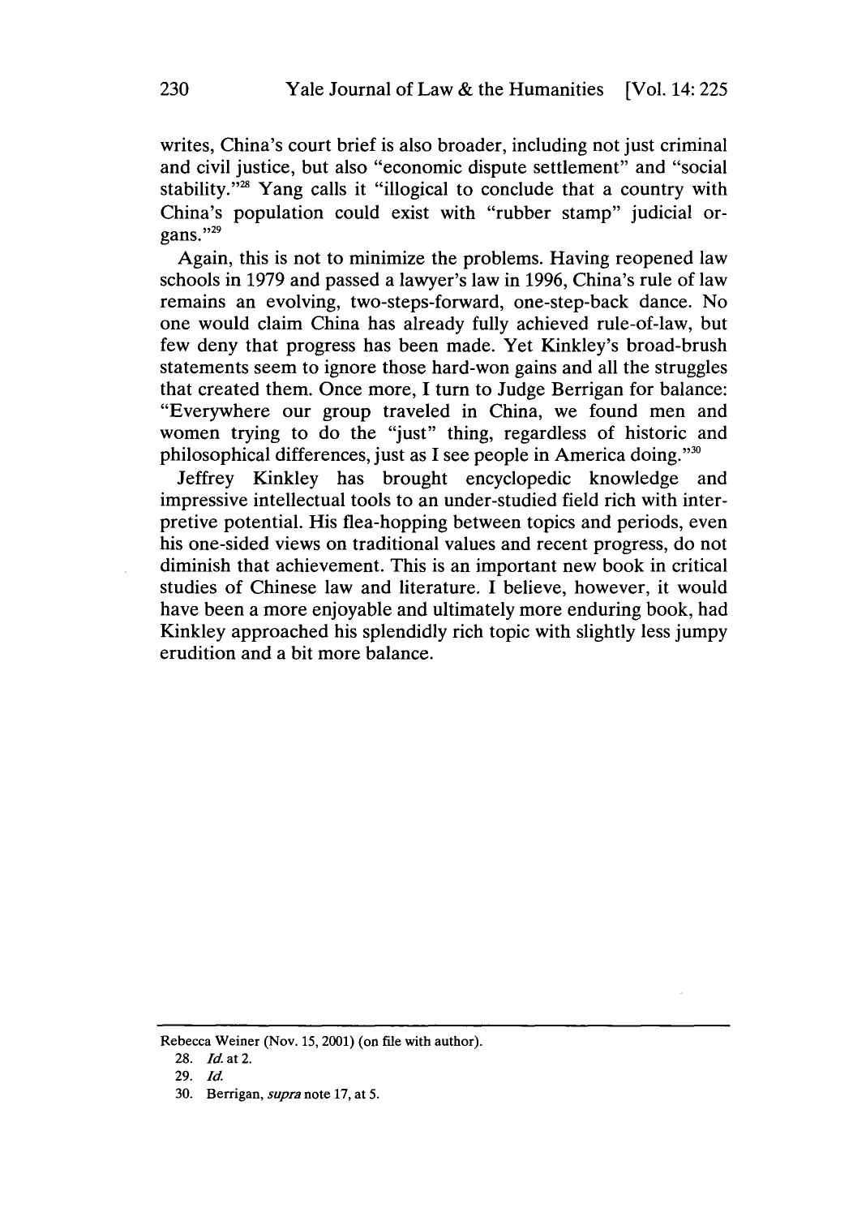writes, China's court brief is also broader, including not just criminal and civil justice, but also "economic dispute settlement" and "social stability."[28] Yang calls it "illogical to conclude that a country with China's population could exist with "rubber stamp" judicial organs."[29]

Again, this is not to minimize the problems. Having reopened law schools in 1979 and passed a lawyer's law in 1996, China's rule of law remains an evolving, two-steps-forward, one-step-back dance. No one would claim China has already fully achieved rule-of-law, but few deny that progress has been made. Yet Kinkley's broad-brush statements seem to ignore those hard-won gains and all the struggles that created them. Once more, I turn to Judge Berrigan for balance: "Everywhere our group traveled in China, we found men and women trying to do the "just" thing, regardless of historic and philosophical differences, just as I see people in America doing."[30]

Jeffrey Kinkley has brought encyclopedic knowledge and impressive intellectual tools to an under-studied field rich with interpretive potential. His flea-hopping between topics and periods, even his one-sided views on traditional values and recent progress, do not diminish that achievement. This is an important new book in critical studies of Chinese law and literature. I believe, however, it would have been a more enjoyable and ultimately more enduring book, had Kinkley approached his splendidly rich topic with slightly less jumpy erudition and a bit more balance.

---

Rebecca Weiner (Nov. 15, 2001) (on file with author).

28. *Id.* at 2.

29. *Id.*

30. Berrigan, *supra* note 17, at 5.